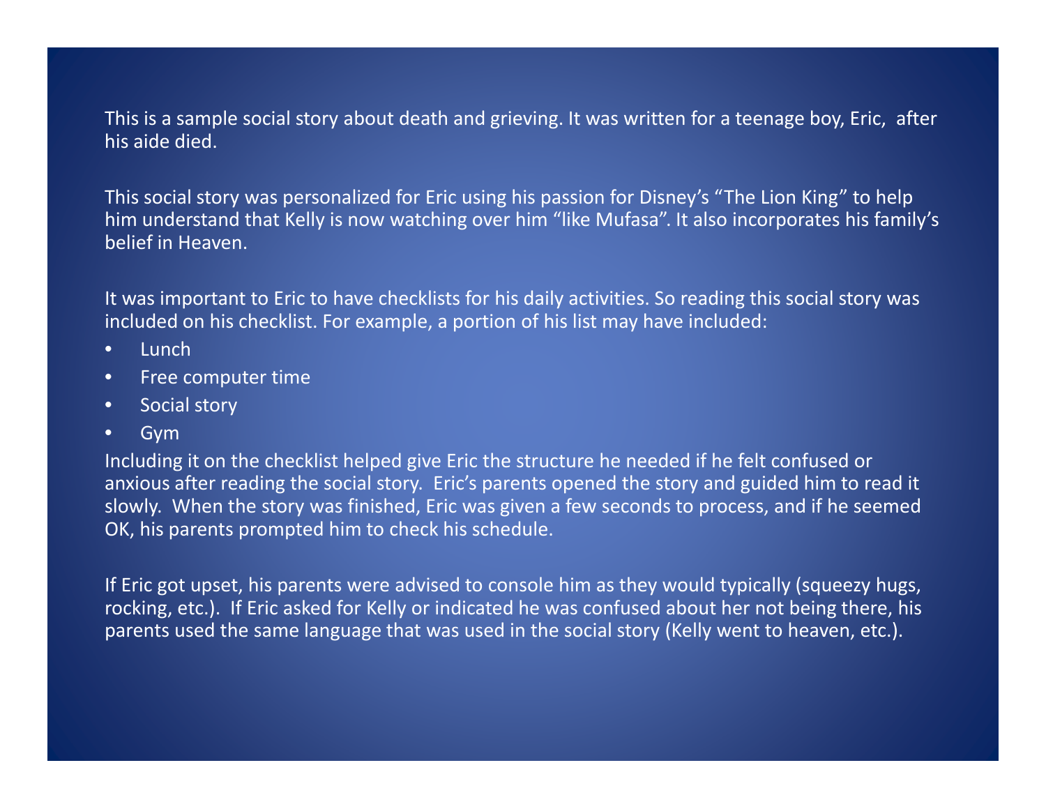This is a sample social story about death and grieving. It was written for a teenage boy, Eric, after his aide died.

This social story was personalized for Eric using his passion for Disney's "The Lion King" to help him understand that Kelly is now watching over him "like Mufasa". It also incorporates his family's belief in Heaven.

It was important to Eric to have checklists for his daily activities. So reading this social story was included on his checklist. For example, a portion of his list may have included:

- Lunch
- Free computer time
- Social story
- Gym

Including it on the checklist helped give Eric the structure he needed if he felt confused or anxious after reading the social story. Eric's parents opened the story and guided him to read it slowly. When the story was finished, Eric was given a few seconds to process, and if he seemed OK, his parents prompted him to check his schedule.

If Eric got upset, his parents were advised to console him as they would typically (squeezy hugs, rocking, etc.). If Eric asked for Kelly or indicated he was confused about her not being there, his parents used the same language that was used in the social story (Kelly went to heaven, etc.).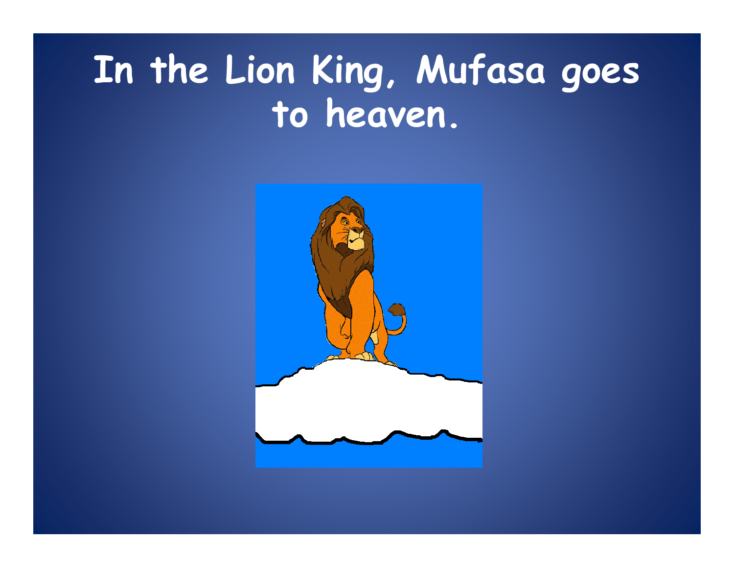# In the Lion King, Mufasa goes to heaven.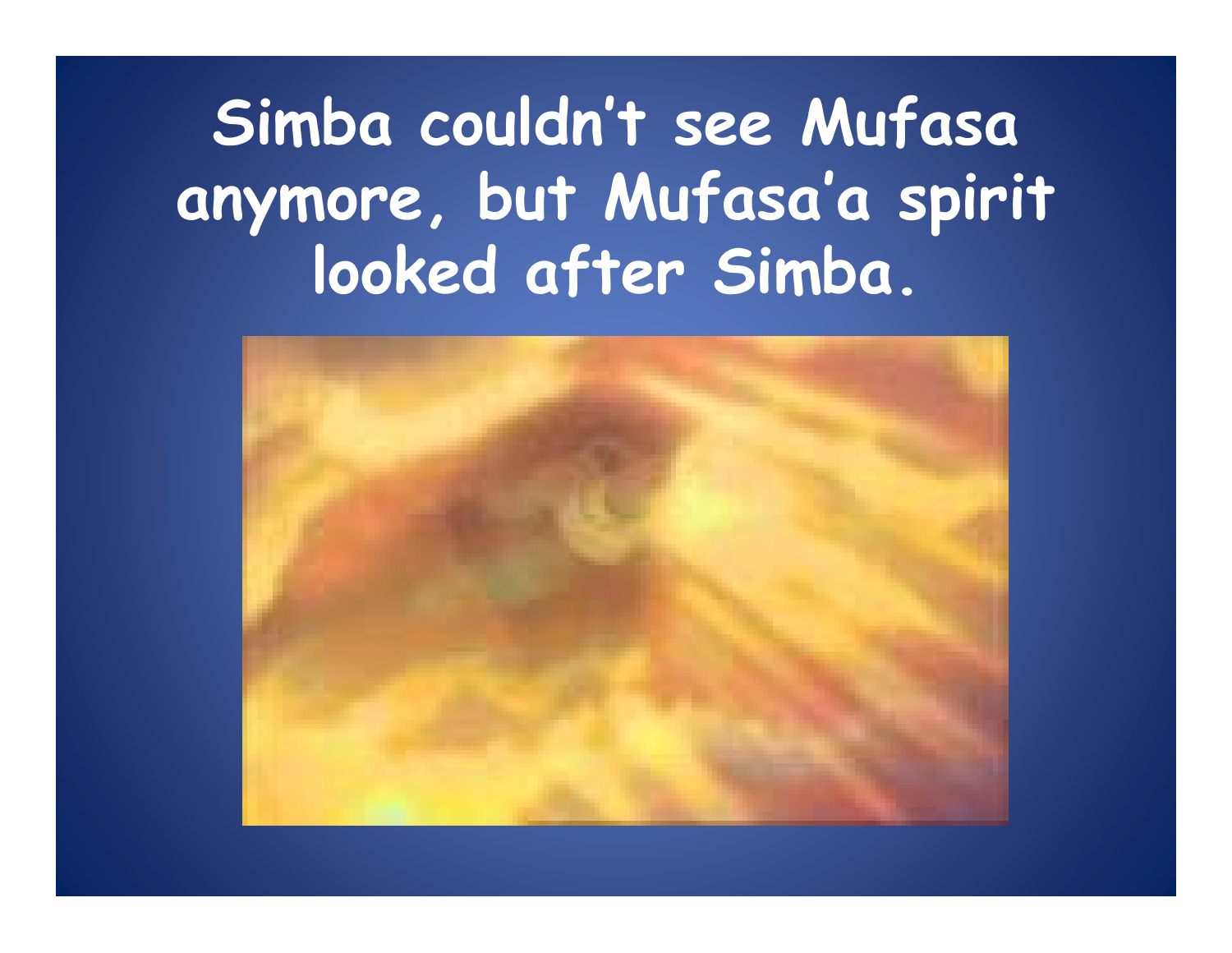# Simba couldn't see Mufasa anymore, but Mufasa'a spirit looked after Simba.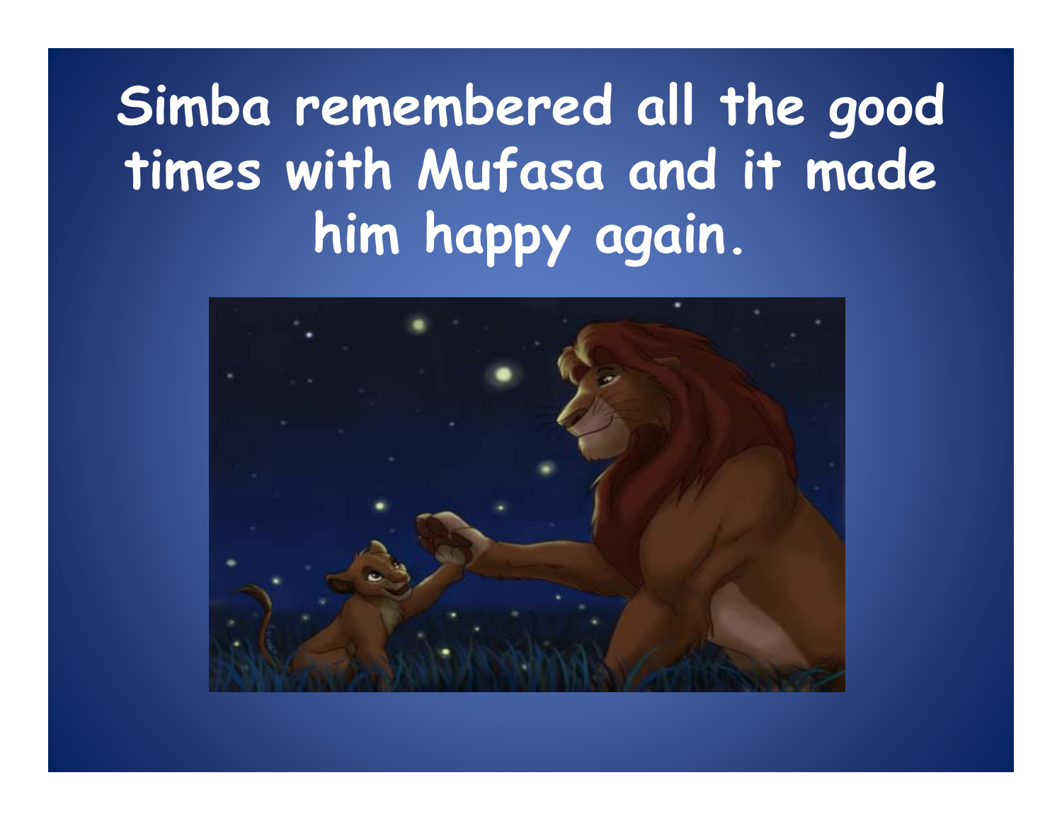# Simba remembered all the good times with Mufasa and it made him happy again.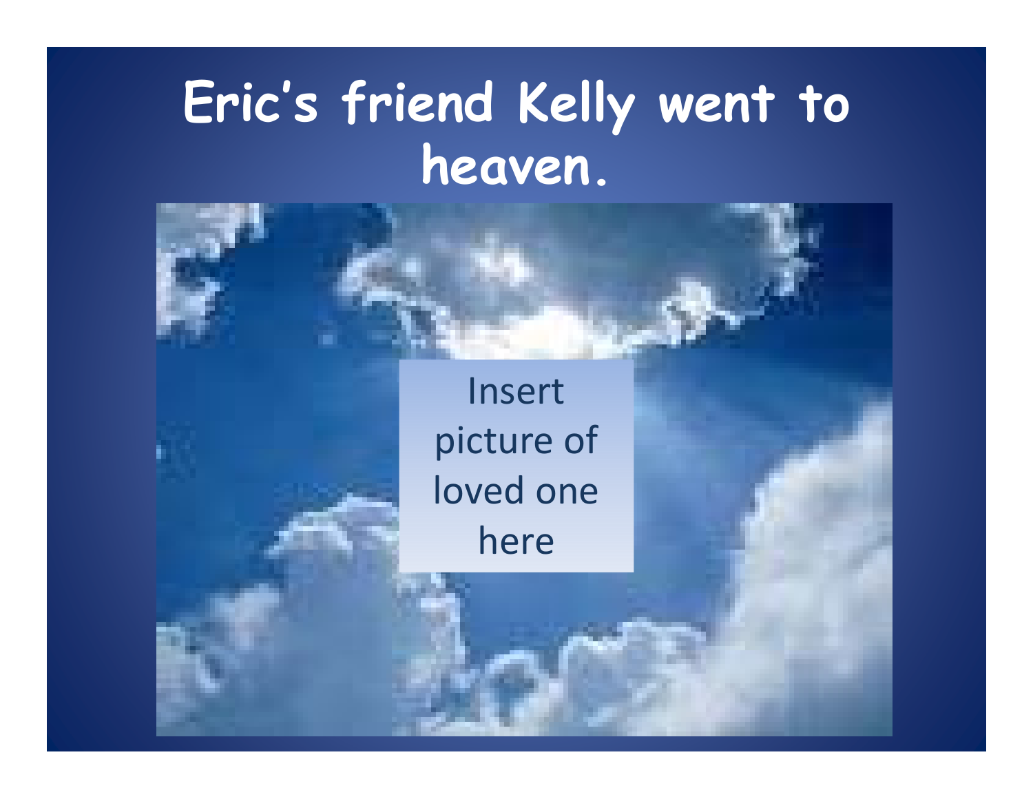# Eric's friend Kelly went to heaven.

Insert picture of loved one here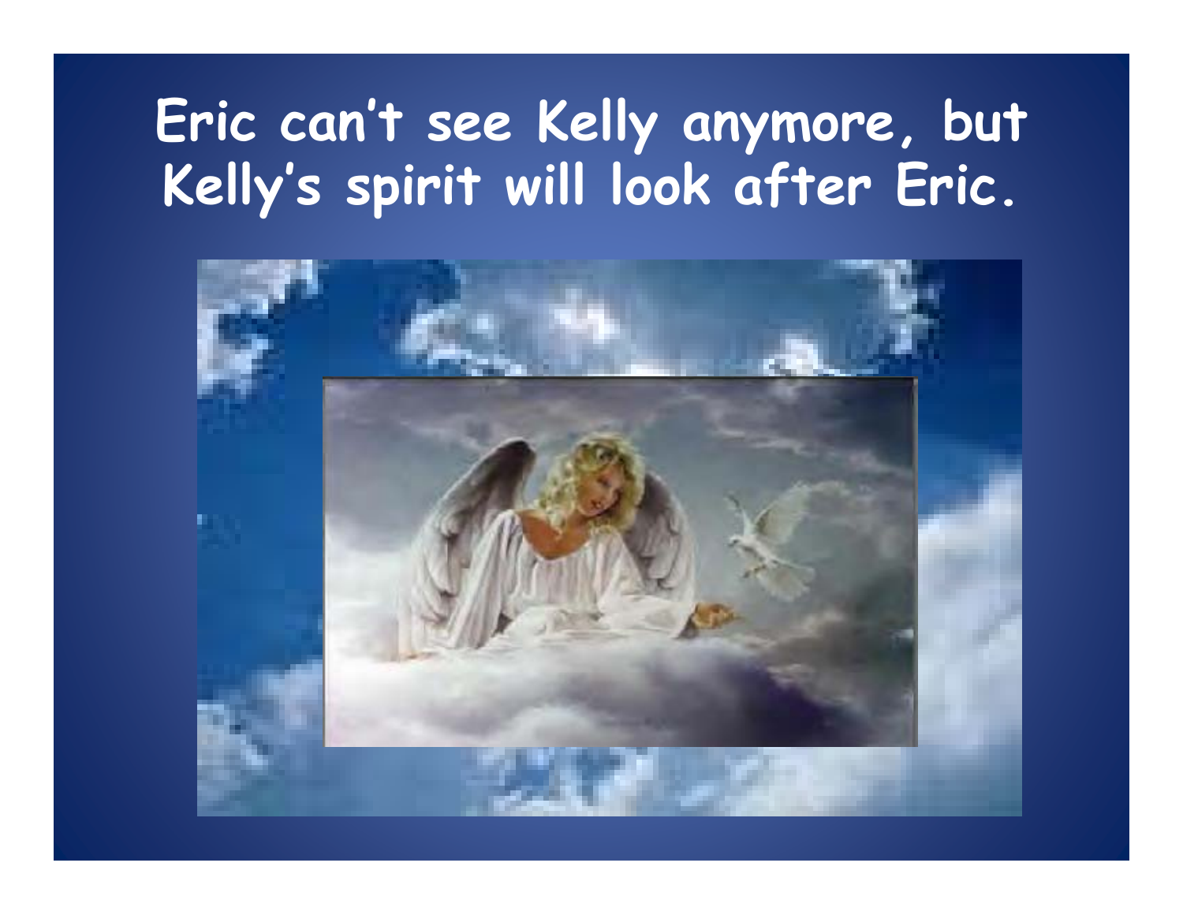# Eric can't see Kelly anymore, but Kelly's spirit will look after Eric.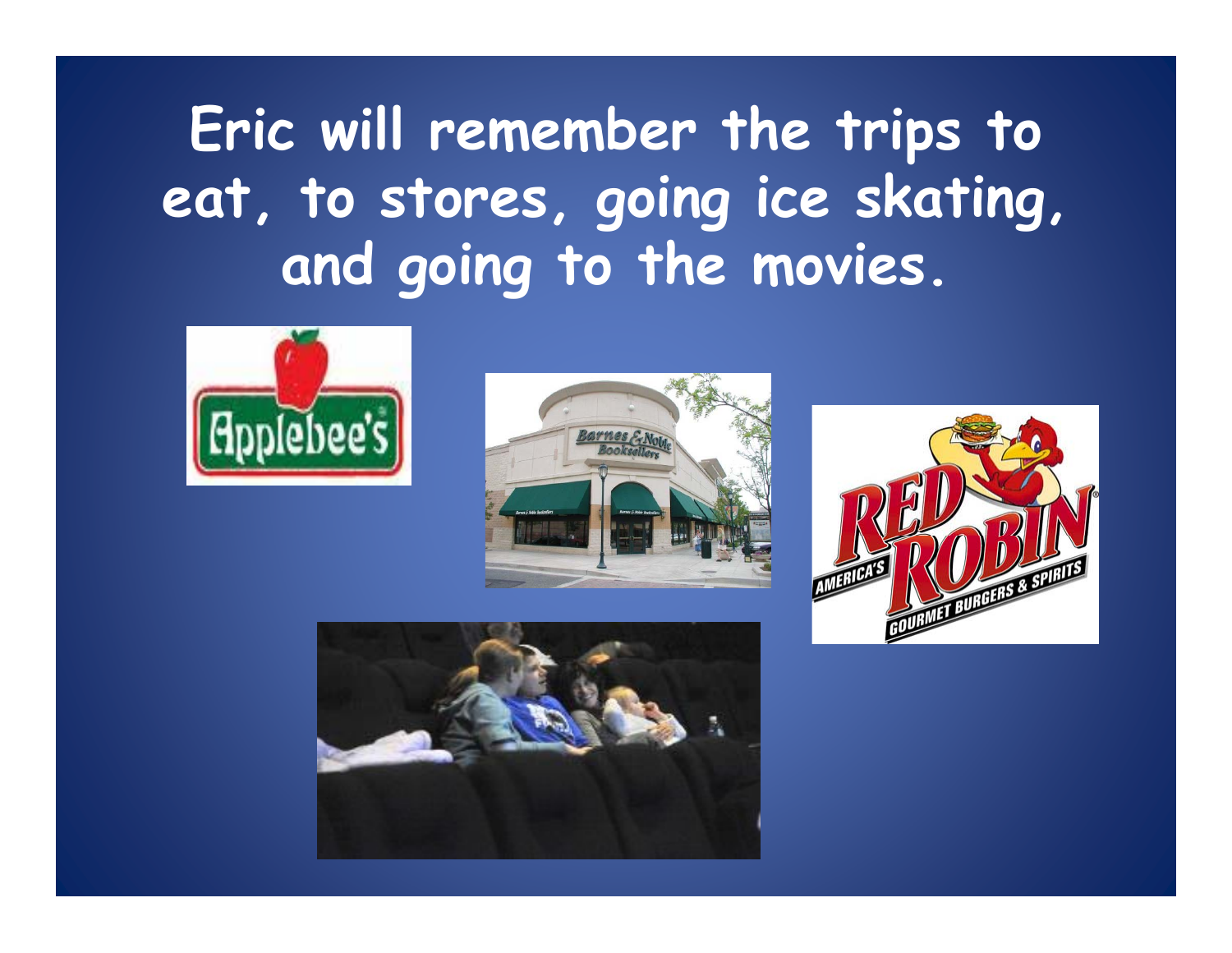# Eric will remember the trips to eat, to stores, going ice skating, and going to the movies.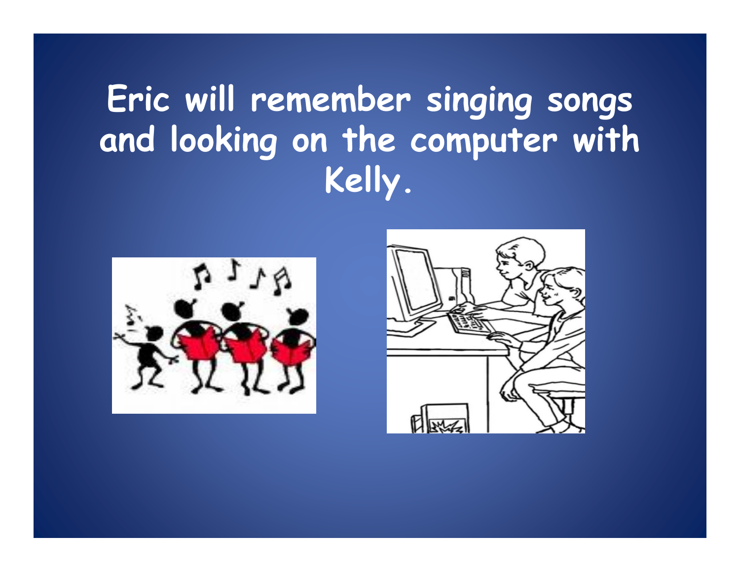# Eric will remember singing songs and looking on the computer with Kelly.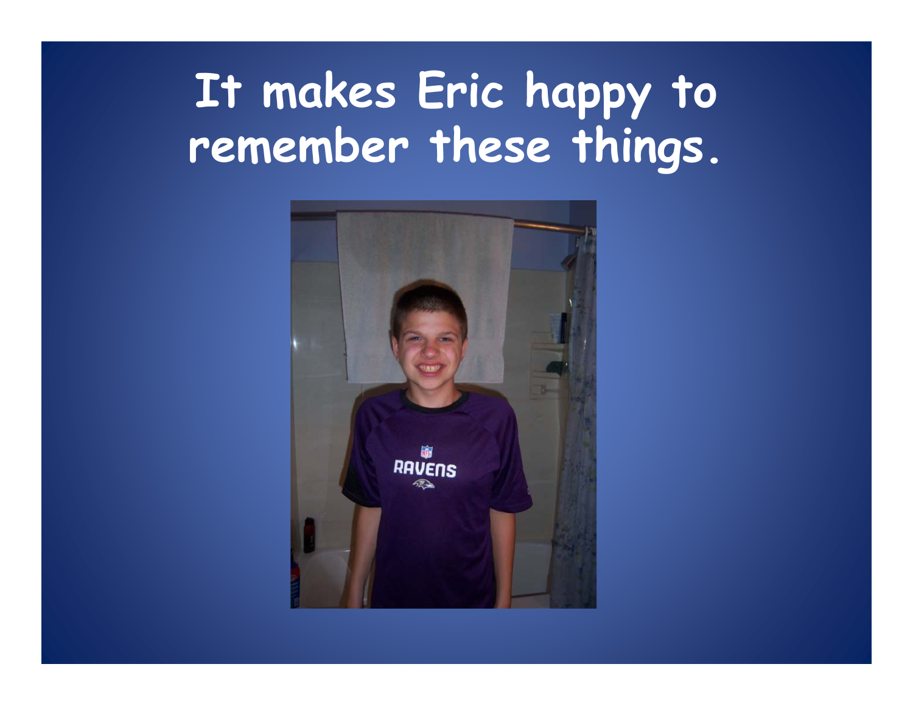# It makes Eric happy to remember these things.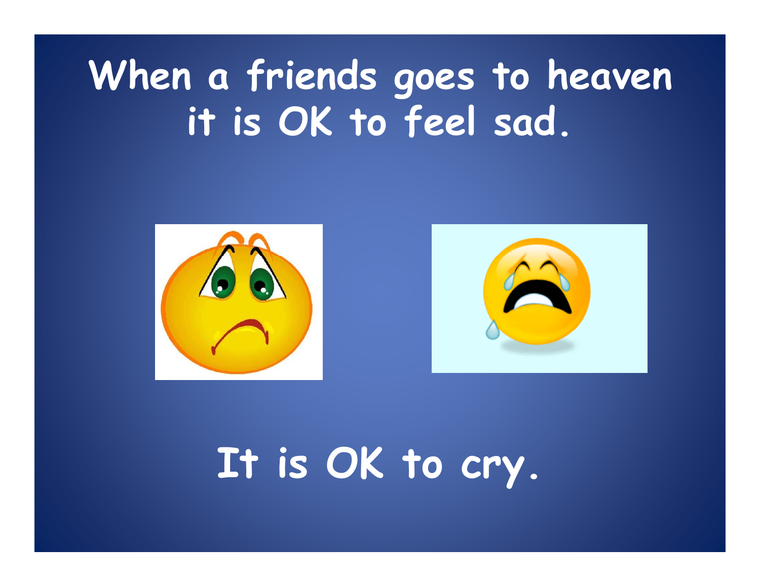# When a friends goes to heaven it is OK to feel sad.

# It is OK to cry.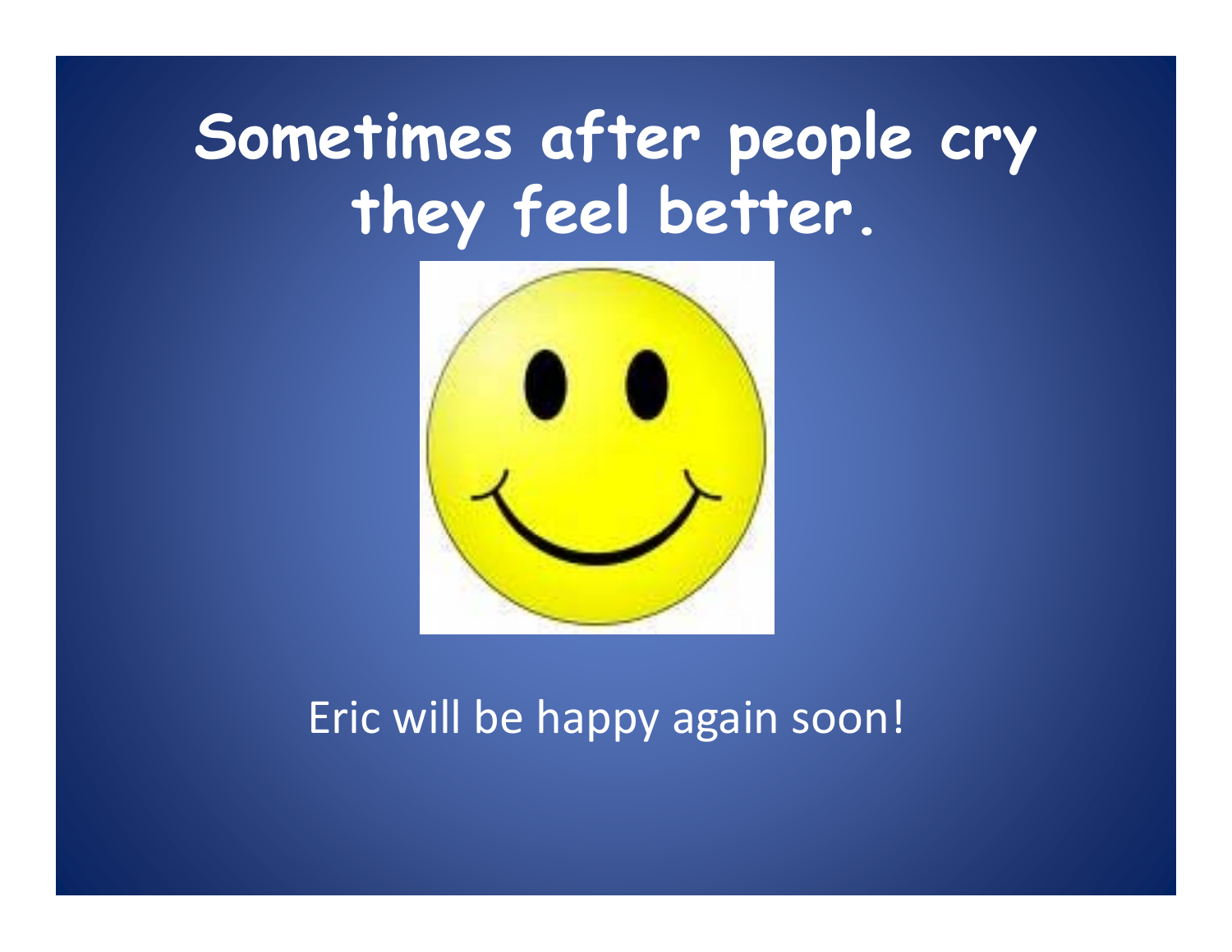# Sometimes after people cry they feel better.

Eric will be happy again soon!